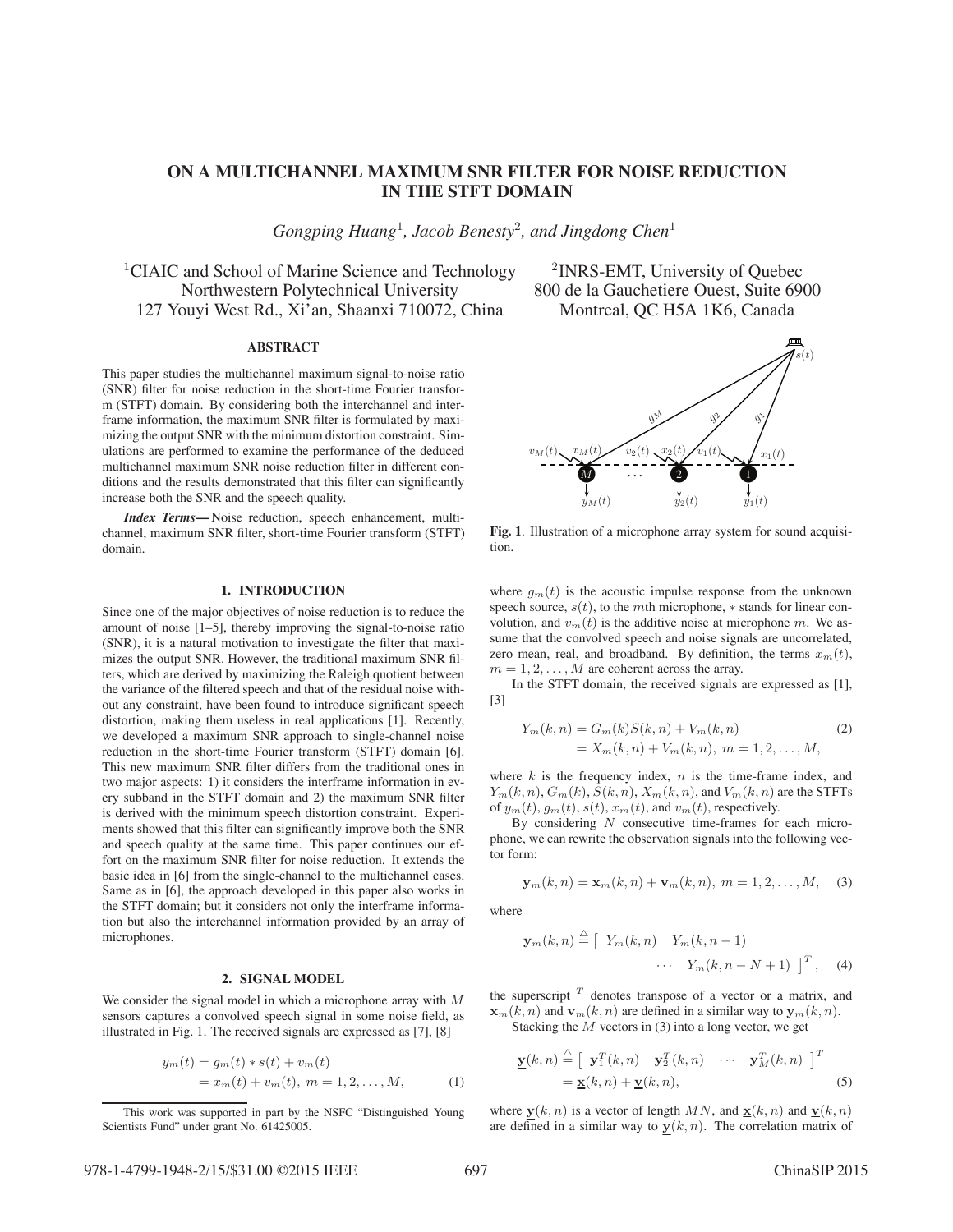# ON A MULTICHANNEL MAXIMUM SNR FILTER FOR NOISE REDUCTION IN THE STFT DOMAIN

*Gongping Huang*[1], *Jacob Benesty*[2], *and Jingdong Chen*[1]

[1]CIAIC and School of Marine Science and Technology
Northwestern Polytechnical University
127 Youyi West Rd., Xi'an, Shaanxi 710072, China

[2]INRS-EMT, University of Quebec
800 de la Gauchetiere Ouest, Suite 6900
Montreal, QC H5A 1K6, Canada

### ABSTRACT

This paper studies the multichannel maximum signal-to-noise ratio (SNR) filter for noise reduction in the short-time Fourier transform (STFT) domain. By considering both the interchannel and interframe information, the maximum SNR filter is formulated by maximizing the output SNR with the minimum distortion constraint. Simulations are performed to examine the performance of the deduced multichannel maximum SNR noise reduction filter in different conditions and the results demonstrated that this filter can significantly increase both the SNR and the speech quality.

***Index Terms*—** Noise reduction, speech enhancement, multichannel, maximum SNR filter, short-time Fourier transform (STFT) domain.

## 1. INTRODUCTION

Since one of the major objectives of noise reduction is to reduce the amount of noise [1–5], thereby improving the signal-to-noise ratio (SNR), it is a natural motivation to investigate the filter that maximizes the output SNR. However, the traditional maximum SNR filters, which are derived by maximizing the Raleigh quotient between the variance of the filtered speech and that of the residual noise without any constraint, have been found to introduce significant speech distortion, making them useless in real applications [1]. Recently, we developed a maximum SNR approach to single-channel noise reduction in the short-time Fourier transform (STFT) domain [6]. This new maximum SNR filter differs from the traditional ones in two major aspects: 1) it considers the interframe information in every subband in the STFT domain and 2) the maximum SNR filter is derived with the minimum speech distortion constraint. Experiments showed that this filter can significantly improve both the SNR and speech quality at the same time. This paper continues our effort on the maximum SNR filter for noise reduction. It extends the basic idea in [6] from the single-channel to the multichannel cases. Same as in [6], the approach developed in this paper also works in the STFT domain; but it considers not only the interframe information but also the interchannel information provided by an array of microphones.

## 2. SIGNAL MODEL

We consider the signal model in which a microphone array with $M$ sensors captures a convolved speech signal in some noise field, as illustrated in Fig. 1. The received signals are expressed as [7], [8]

$$
\begin{aligned}
y_m(t) &= g_m(t) * s(t) + v_m(t) \\
&= x_m(t) + v_m(t),\ m = 1, 2, \ldots, M,
\end{aligned}
\tag{1}
$$

**Fig. 1**. Illustration of a microphone array system for sound acquisition.

where $g_m(t)$ is the acoustic impulse response from the unknown speech source, $s(t)$, to the $m$th microphone, $*$ stands for linear convolution, and $v_m(t)$ is the additive noise at microphone $m$. We assume that the convolved speech and noise signals are uncorrelated, zero mean, real, and broadband. By definition, the terms $x_m(t)$, $m = 1, 2, \ldots, M$ are coherent across the array.

In the STFT domain, the received signals are expressed as [1], [3]

$$
\begin{aligned}
Y_m(k, n) &= G_m(k)S(k, n) + V_m(k, n) \\
&= X_m(k, n) + V_m(k, n),\ m = 1, 2, \ldots, M,
\end{aligned}
\tag{2}
$$

where $k$ is the frequency index, $n$ is the time-frame index, and $Y_m(k, n)$, $G_m(k)$, $S(k, n)$, $X_m(k, n)$, and $V_m(k, n)$ are the STFTs of $y_m(t)$, $g_m(t)$, $s(t)$, $x_m(t)$, and $v_m(t)$, respectively.

By considering $N$ consecutive time-frames for each microphone, we can rewrite the observation signals into the following vector form:

$$
\mathbf{y}_m(k, n) = \mathbf{x}_m(k, n) + \mathbf{v}_m(k, n),\ m = 1, 2, \ldots, M, \tag{3}
$$

where

$$
\mathbf{y}_m(k, n) \stackrel{\triangle}{=} \left[ \begin{array}{cccc} Y_m(k, n) & Y_m(k, n-1) & \cdots & Y_m(k, n-N+1) \end{array} \right]^T, \tag{4}
$$

the superscript $^T$ denotes transpose of a vector or a matrix, and $\mathbf{x}_m(k, n)$ and $\mathbf{v}_m(k, n)$ are defined in a similar way to $\mathbf{y}_m(k, n)$.

Stacking the $M$ vectors in (3) into a long vector, we get

$$
\begin{aligned}
\underline{\mathbf{y}}(k, n) &\stackrel{\triangle}{=} \left[ \begin{array}{cccc} \mathbf{y}_1^T(k, n) & \mathbf{y}_2^T(k, n) & \cdots & \mathbf{y}_M^T(k, n) \end{array} \right]^T \\
&= \underline{\mathbf{x}}(k, n) + \underline{\mathbf{v}}(k, n),
\end{aligned}
\tag{5}
$$

where $\underline{\mathbf{y}}(k, n)$ is a vector of length $MN$, and $\underline{\mathbf{x}}(k, n)$ $\underline{\mathbf{v}}(k, n)$ are defined in a similar way to $\underline{\mathbf{y}}(k, n)$. The correlation matrix of

This work was supported in part by the NSFC "Distinguished Young Scientists Fund" under grant No. 61425005.

978-1-4799-1948-2/15/$31.00 ©2015 IEEE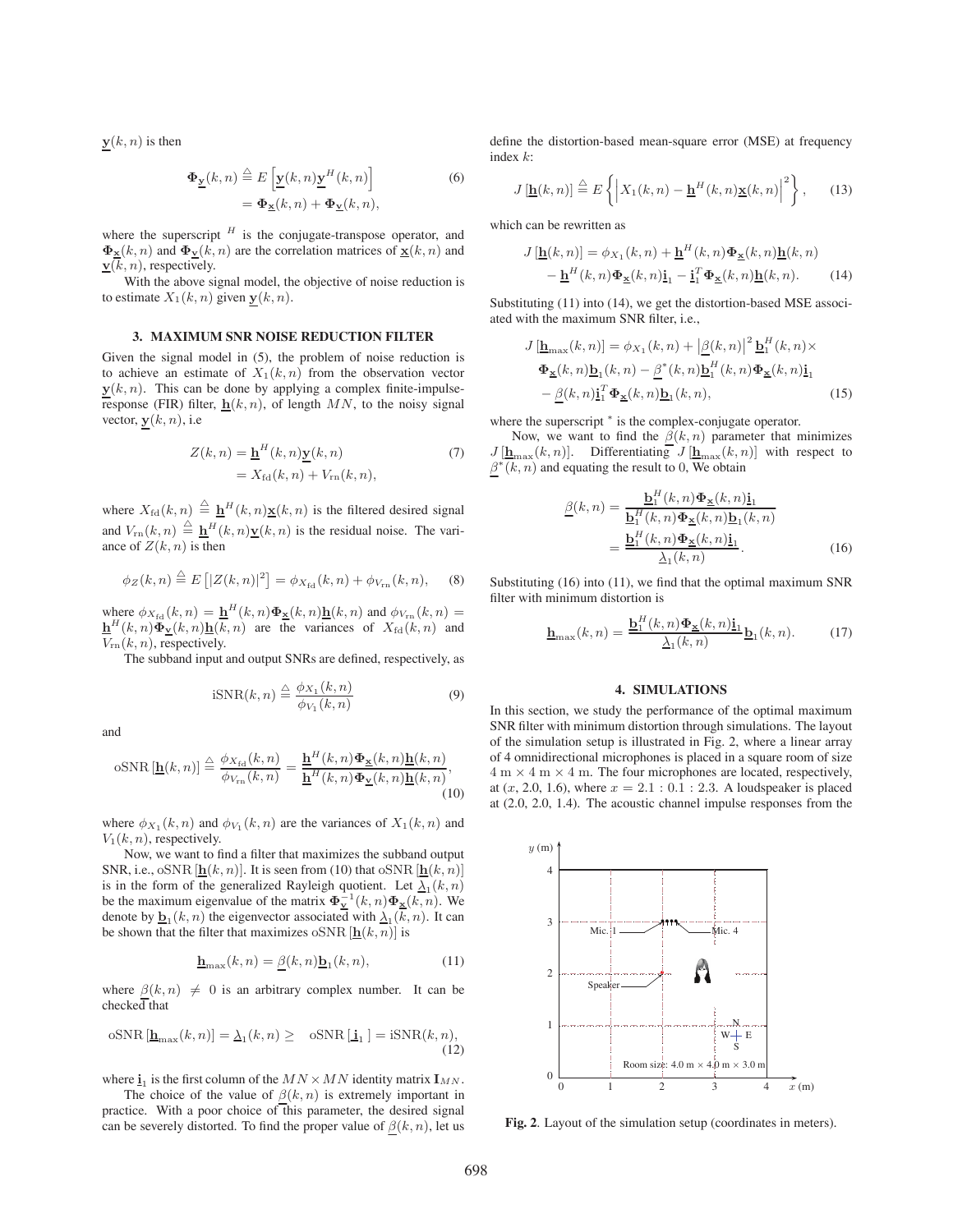$\underline{\mathbf{y}}(k,n)$ is then

$$\mathbf{\Phi}_{\underline{\mathbf{y}}}(k,n) \stackrel{\triangle}{=} E\left[\underline{\mathbf{y}}(k,n)\underline{\mathbf{y}}^H(k,n)\right] = \mathbf{\Phi}_{\underline{\mathbf{x}}}(k,n) + \mathbf{\Phi}_{\underline{\mathbf{v}}}(k,n), \tag{6}$$

where the superscript $^H$ is the conjugate-transpose operator, and $\mathbf{\Phi}_{\underline{\mathbf{x}}}(k,n)$ and $\mathbf{\Phi}_{\underline{\mathbf{v}}}(k,n)$ are the correlation matrices of $\underline{\mathbf{x}}(k,n)$ and $\underline{\mathbf{v}}(k,n)$, respectively.

With the above signal model, the objective of noise reduction is to estimate $X_1(k,n)$ given $\underline{\mathbf{y}}(k,n)$.

## 3. MAXIMUM SNR NOISE REDUCTION FILTER

Given the signal model in (5), the problem of noise reduction is to achieve an estimate of $X_1(k,n)$ from the observation vector $\underline{\mathbf{y}}(k,n)$. This can be done by applying a complex finite-impulse-response (FIR) filter, $\underline{\mathbf{h}}(k,n)$, of length $MN$, to the noisy signal vector, $\underline{\mathbf{y}}(k,n)$, i.e

$$Z(k,n) = \underline{\mathbf{h}}^H(k,n)\underline{\mathbf{y}}(k,n) = X_{\rm fd}(k,n) + V_{\rm rn}(k,n), \tag{7}$$

where $X_{\rm fd}(k,n) \stackrel{\triangle}{=} \underline{\mathbf{h}}^H(k,n)\underline{\mathbf{x}}(k,n)$ is the filtered desired signal and $V_{\rm rn}(k,n) \stackrel{\triangle}{=} \underline{\mathbf{h}}^H(k,n)\underline{\mathbf{v}}(k,n)$ is the residual noise. The variance of $Z(k,n)$ is then

$$\phi_Z(k,n) \stackrel{\triangle}{=} E\left[|Z(k,n)|^2\right] = \phi_{X_{\rm fd}}(k,n) + \phi_{V_{\rm rn}}(k,n), \tag{8}$$

where $\phi_{X_{\rm fd}}(k,n) = \underline{\mathbf{h}}^H(k,n)\mathbf{\Phi}_{\underline{\mathbf{x}}}(k,n)\underline{\mathbf{h}}(k,n)$ and $\phi_{V_{\rm rn}}(k,n) = \underline{\mathbf{h}}^H(k,n)\mathbf{\Phi}_{\underline{\mathbf{v}}}(k,n)\underline{\mathbf{h}}(k,n)$ are the variances of $X_{\rm fd}(k,n)$ and $V_{\rm rn}(k,n)$, respectively.

The subband input and output SNRs are defined, respectively, as

$$\text{iSNR}(k,n) \stackrel{\triangle}{=} \frac{\phi_{X_1}(k,n)}{\phi_{V_1}(k,n)} \tag{9}$$

and

$$\text{oSNR}\left[\underline{\mathbf{h}}(k,n)\right] \stackrel{\triangle}{=} \frac{\phi_{X_{\rm fd}}(k,n)}{\phi_{V_{\rm rn}}(k,n)} = \frac{\underline{\mathbf{h}}^H(k,n)\mathbf{\Phi}_{\underline{\mathbf{x}}}(k,n)\underline{\mathbf{h}}(k,n)}{\underline{\mathbf{h}}^H(k,n)\mathbf{\Phi}_{\underline{\mathbf{v}}}(k,n)\underline{\mathbf{h}}(k,n)}, \tag{10}$$

where $\phi_{X_1}(k,n)$ and $\phi_{V_1}(k,n)$ are the variances of $X_1(k,n)$ and $V_1(k,n)$, respectively.

Now, we want to find a filter that maximizes the subband output SNR, i.e., $\text{oSNR}\left[\underline{\mathbf{h}}(k,n)\right]$. It is seen from (10) that $\text{oSNR}\left[\underline{\mathbf{h}}(k,n)\right]$ is in the form of the generalized Rayleigh quotient. Let $\underline{\lambda}_1(k,n)$ be the maximum eigenvalue of the matrix $\mathbf{\Phi}_{\underline{\mathbf{v}}}^{-1}(k,n)\mathbf{\Phi}_{\underline{\mathbf{x}}}(k,n)$. We denote by $\underline{\mathbf{b}}_1(k,n)$ the eigenvector associated with $\underline{\lambda}_1(k,n)$. It can be shown that the filter that maximizes $\text{oSNR}\left[\underline{\mathbf{h}}(k,n)\right]$ is

$$\underline{\mathbf{h}}_{\max}(k,n) = \underline{\beta}(k,n)\underline{\mathbf{b}}_1(k,n), \tag{11}$$

where $\underline{\beta}(k,n) \neq 0$ is an arbitrary complex number. It can be checked that

$$\text{oSNR}\left[\underline{\mathbf{h}}_{\max}(k,n)\right] = \underline{\lambda}_1(k,n) \geq \text{oSNR}\left[\,\underline{\mathbf{i}}_1\,\right] = \text{iSNR}(k,n), \tag{12}$$

where $\underline{\mathbf{i}}_1$ is the first column of the $MN \times MN$ identity matrix $\mathbf{I}_{MN}$.

The choice of the value of $\underline{\beta}(k,n)$ is extremely important in practice. With a poor choice of this parameter, the desired signal can be severely distorted. To find the proper value of $\underline{\beta}(k,n)$, let us define the distortion-based mean-square error (MSE) at frequency index $k$:

$$J\left[\underline{\mathbf{h}}(k,n)\right] \stackrel{\triangle}{=} E\left\{\left|X_1(k,n) - \underline{\mathbf{h}}^H(k,n)\underline{\mathbf{x}}(k,n)\right|^2\right\}, \tag{13}$$

which can be rewritten as

$$J\left[\underline{\mathbf{h}}(k,n)\right] = \phi_{X_1}(k,n) + \underline{\mathbf{h}}^H(k,n)\mathbf{\Phi}_{\underline{\mathbf{x}}}(k,n)\underline{\mathbf{h}}(k,n) - \underline{\mathbf{h}}^H(k,n)\mathbf{\Phi}_{\underline{\mathbf{x}}}(k,n)\underline{\mathbf{i}}_1 - \underline{\mathbf{i}}_1^T\mathbf{\Phi}_{\underline{\mathbf{x}}}(k,n)\underline{\mathbf{h}}(k,n). \tag{14}$$

Substituting (11) into (14), we get the distortion-based MSE associated with the maximum SNR filter, i.e.,

$$\begin{aligned} J\left[\underline{\mathbf{h}}_{\max}(k,n)\right] = \phi_{X_1}(k,n) + \left|\underline{\beta}(k,n)\right|^2 \underline{\mathbf{b}}_1^H(k,n) \times \\ \mathbf{\Phi}_{\underline{\mathbf{x}}}(k,n)\underline{\mathbf{b}}_1(k,n) - \underline{\beta}^*(k,n)\underline{\mathbf{b}}_1^H(k,n)\mathbf{\Phi}_{\underline{\mathbf{x}}}(k,n)\underline{\mathbf{i}}_1 \\ - \underline{\beta}(k,n)\underline{\mathbf{i}}_1^T\mathbf{\Phi}_{\underline{\mathbf{x}}}(k,n)\underline{\mathbf{b}}_1(k,n), \end{aligned} \tag{15}$$

where the superscript $^*$ is the complex-conjugate operator.

Now, we want to find the $\underline{\beta}(k,n)$ parameter that minimizes $J\left[\underline{\mathbf{h}}_{\max}(k,n)\right]$. Differentiating $J\left[\underline{\mathbf{h}}_{\max}(k,n)\right]$ with respect to $\underline{\beta}^*(k,n)$ and equating the result to 0, We obtain

$$\underline{\beta}(k,n) = \frac{\underline{\mathbf{b}}_1^H(k,n)\mathbf{\Phi}_{\underline{\mathbf{x}}}(k,n)\underline{\mathbf{i}}_1}{\underline{\mathbf{b}}_1^H(k,n)\mathbf{\Phi}_{\underline{\mathbf{x}}}(k,n)\underline{\mathbf{b}}_1(k,n)} = \frac{\underline{\mathbf{b}}_1^H(k,n)\mathbf{\Phi}_{\underline{\mathbf{x}}}(k,n)\underline{\mathbf{i}}_1}{\underline{\lambda}_1(k,n)}. \tag{16}$$

Substituting (16) into (11), we find that the optimal maximum SNR filter with minimum distortion is

$$\underline{\mathbf{h}}_{\max}(k,n) = \frac{\underline{\mathbf{b}}_1^H(k,n)\mathbf{\Phi}_{\underline{\mathbf{x}}}(k,n)\underline{\mathbf{i}}_1}{\underline{\lambda}_1(k,n)}\underline{\mathbf{b}}_1(k,n). \tag{17}$$

## 4. SIMULATIONS

In this section, we study the performance of the optimal maximum SNR filter with minimum distortion through simulations. The layout of the simulation setup is illustrated in Fig. 2, where a linear array of 4 omnidirectional microphones is placed in a square room of size $4 \text{ m} \times 4 \text{ m} \times 4 \text{ m}$. The four microphones are located, respectively, at $(x, 2.0, 1.6)$, where $x = 2.1 : 0.1 : 2.3$. A loudspeaker is placed at $(2.0, 2.0, 1.4)$. The acoustic channel impulse responses from the

**Fig. 2**. Layout of the simulation setup (coordinates in meters).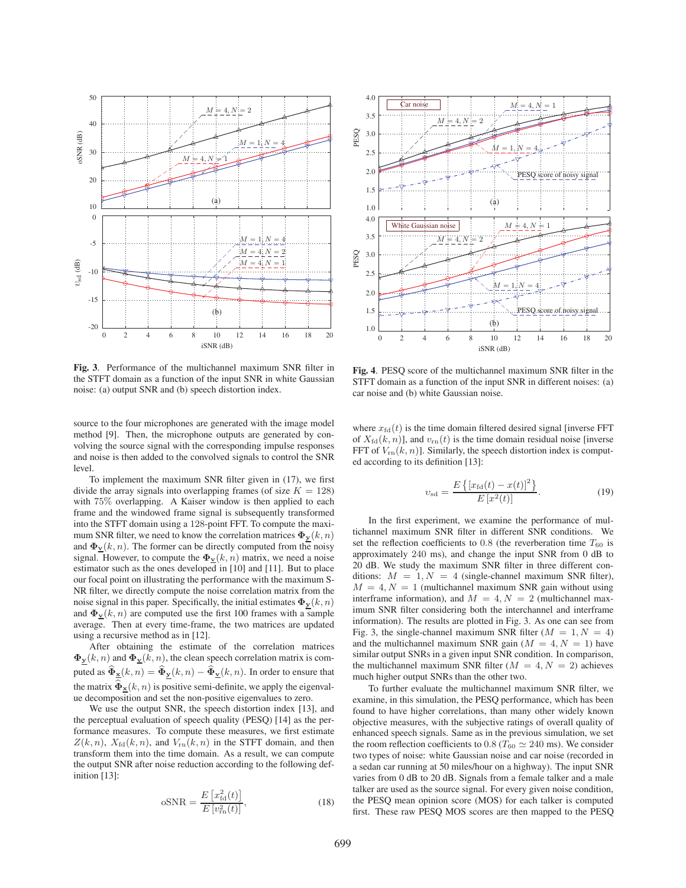**Fig. 3**. Performance of the multichannel maximum SNR filter in the STFT domain as a function of the input SNR in white Gaussian noise: (a) output SNR and (b) speech distortion index.

**Fig. 4**. PESQ score of the multichannel maximum SNR filter in the STFT domain as a function of the input SNR in different noises: (a) car noise and (b) white Gaussian noise.

source to the four microphones are generated with the image model method [9]. Then, the microphone outputs are generated by convolving the source signal with the corresponding impulse responses and noise is then added to the convolved signals to control the SNR level.

To implement the maximum SNR filter given in (17), we first divide the array signals into overlapping frames (of size $K = 128$) with 75% overlapping. A Kaiser window is then applied to each frame and the windowed frame signal is subsequently transformed into the STFT domain using a 128-point FFT. To compute the maximum SNR filter, we need to know the correlation matrices $\mathbf{\Phi}_{\underline{\mathbf{y}}}(k,n)$ and $\mathbf{\Phi}_{\underline{\mathbf{v}}}(k,n)$. The former can be directly computed from the noisy signal. However, to compute the $\mathbf{\Phi}_{\underline{\mathbf{v}}}(k,n)$ matrix, we need a noise estimator such as the ones developed in [10] and [11]. But to place our focal point on illustrating the performance with the maximum SNR filter, we directly compute the noise correlation matrix from the noise signal in this paper. Specifically, the initial estimates $\mathbf{\Phi}_{\underline{\mathbf{y}}}(k,n)$ and $\mathbf{\Phi}_{\underline{\mathbf{v}}}(k,n)$ are computed use the first 100 frames with a sample average. Then at every time-frame, the two matrices are updated using a recursive method as in [12].

After obtaining the estimate of the correlation matrices $\mathbf{\Phi}_{\underline{\mathbf{y}}}(k,n)$ and $\mathbf{\Phi}_{\underline{\mathbf{v}}}(k,n)$, the clean speech correlation matrix is computed as $\widehat{\mathbf{\Phi}}_{\underline{\mathbf{x}}}(k,n) = \widehat{\mathbf{\Phi}}_{\underline{\mathbf{y}}}(k,n) - \widehat{\mathbf{\Phi}}_{\underline{\mathbf{v}}}(k,n)$. In order to ensure that the matrix $\widehat{\mathbf{\Phi}}_{\underline{\mathbf{x}}}(k,n)$ is positive semi-definite, we apply the eigenvalue decomposition and set the non-positive eigenvalues to zero.

We use the output SNR, the speech distortion index [13], and the perceptual evaluation of speech quality (PESQ) [14] as the performance measures. To compute these measures, we first estimate $Z(k,n)$, $X_{\text{fd}}(k,n)$, and $V_{\text{rn}}(k,n)$ in the STFT domain, and then transform them into the time domain. As a result, we can compute the output SNR after noise reduction according to the following definition [13]:

$$\text{oSNR} = \frac{E\left[x_{\text{fd}}^2(t)\right]}{E\left[v_{\text{rn}}^2(t)\right]}, \tag{18}$$

where $x_{\text{fd}}(t)$ is the time domain filtered desired signal [inverse FFT of $X_{\text{fd}}(k,n)$], and $v_{\text{rn}}(t)$ is the time domain residual noise [inverse FFT of $V_{\text{rn}}(k,n)$]. Similarly, the speech distortion index is computed according to its definition [13]:

$$\upsilon_{\text{sd}} = \frac{E\left\{\left[x_{\text{fd}}(t) - x(t)\right]^2\right\}}{E\left[x^2(t)\right]}. \tag{19}$$

In the first experiment, we examine the performance of multichannel maximum SNR filter in different SNR conditions. We set the reflection coefficients to 0.8 (the reverberation time $T_{60}$ is approximately 240 ms), and change the input SNR from 0 dB to 20 dB. We study the maximum SNR filter in three different conditions: $M = 1, N = 4$ (single-channel maximum SNR filter), $M = 4, N = 1$ (multichannel maximum SNR gain without using interframe information), and $M = 4, N = 2$ (multichannel maximum SNR filter considering both the interchannel and interframe information). The results are plotted in Fig. 3. As one can see from Fig. 3, the single-channel maximum SNR filter ($M = 1, N = 4$) and the multichannel maximum SNR gain ($M = 4, N = 1$) have similar output SNRs in a given input SNR condition. In comparison, the multichannel maximum SNR filter ($M = 4, N = 2$) achieves much higher output SNRs than the other two.

To further evaluate the multichannel maximum SNR filter, we examine, in this simulation, the PESQ performance, which has been found to have higher correlations, than many other widely known objective measures, with the subjective ratings of overall quality of enhanced speech signals. Same as in the previous simulation, we set the room reflection coefficients to 0.8 ($T_{60} \simeq 240$ ms). We consider two types of noise: white Gaussian noise and car noise (recorded in a sedan car running at 50 miles/hour on a highway). The input SNR varies from 0 dB to 20 dB. Signals from a female talker and a male talker are used as the source signal. For every given noise condition, the PESQ mean opinion score (MOS) for each talker is computed first. These raw PESQ MOS scores are then mapped to the PESQ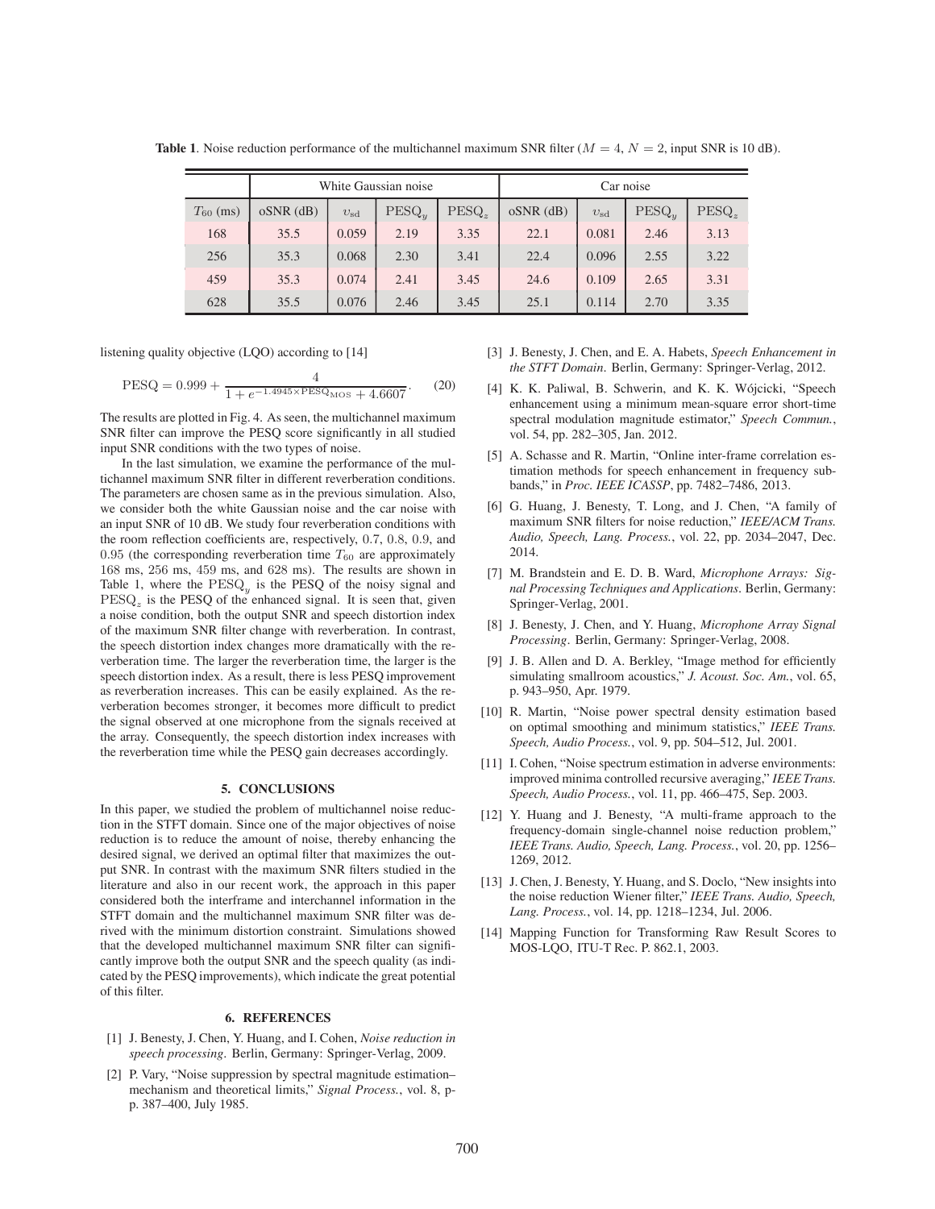**Table 1**. Noise reduction performance of the multichannel maximum SNR filter ($M = 4$, $N = 2$, input SNR is 10 dB).

| | White Gaussian noise | | | | Car noise | | | |
|---|---|---|---|---|---|---|---|---|
| $T_{60}$ (ms) | oSNR (dB) | $\upsilon_{\text{sd}}$ | $\text{PESQ}_y$ | $\text{PESQ}_z$ | oSNR (dB) | $\upsilon_{\text{sd}}$ | $\text{PESQ}_y$ | $\text{PESQ}_z$ |
| 168 | 35.5 | 0.059 | 2.19 | 3.35 | 22.1 | 0.081 | 2.46 | 3.13 |
| 256 | 35.3 | 0.068 | 2.30 | 3.41 | 22.4 | 0.096 | 2.55 | 3.22 |
| 459 | 35.3 | 0.074 | 2.41 | 3.45 | 24.6 | 0.109 | 2.65 | 3.31 |
| 628 | 35.5 | 0.076 | 2.46 | 3.45 | 25.1 | 0.114 | 2.70 | 3.35 |

listening quality objective (LQO) according to [14]

$$\text{PESQ} = 0.999 + \frac{4}{1 + e^{-1.4945 \times \text{PESQ}_{\text{MOS}} + 4.6607}}. \quad (20)$$

The results are plotted in Fig. 4. As seen, the multichannel maximum SNR filter can improve the PESQ score significantly in all studied input SNR conditions with the two types of noise.

In the last simulation, we examine the performance of the multichannel maximum SNR filter in different reverberation conditions. The parameters are chosen same as in the previous simulation. Also, we consider both the white Gaussian noise and the car noise with an input SNR of 10 dB. We study four reverberation conditions with the room reflection coefficients are, respectively, 0.7, 0.8, 0.9, and 0.95 (the corresponding reverberation time $T_{60}$ are approximately 168 ms, 256 ms, 459 ms, and 628 ms). The results are shown in Table 1, where the $\text{PESQ}_y$ is the PESQ of the noisy signal and $\text{PESQ}_z$ is the PESQ of the enhanced signal. It is seen that, given a noise condition, both the output SNR and speech distortion index of the maximum SNR filter change with reverberation. In contrast, the speech distortion index changes more dramatically with the reverberation time. The larger the reverberation time, the larger is the speech distortion index. As a result, there is less PESQ improvement as reverberation increases. This can be easily explained. As the reverberation becomes stronger, it becomes more difficult to predict the signal observed at one microphone from the signals received at the array. Consequently, the speech distortion index increases with the reverberation time while the PESQ gain decreases accordingly.

## 5. CONCLUSIONS

In this paper, we studied the problem of multichannel noise reduction in the STFT domain. Since one of the major objectives of noise reduction is to reduce the amount of noise, thereby enhancing the desired signal, we derived an optimal filter that maximizes the output SNR. In contrast with the maximum SNR filters studied in the literature and also in our recent work, the approach in this paper considered both the interframe and interchannel information in the STFT domain and the multichannel maximum SNR filter was derived with the minimum distortion constraint. Simulations showed that the developed multichannel maximum SNR filter can significantly improve both the output SNR and the speech quality (as indicated by the PESQ improvements), which indicate the great potential of this filter.

## 6. REFERENCES

[1] J. Benesty, J. Chen, Y. Huang, and I. Cohen, *Noise reduction in speech processing*. Berlin, Germany: Springer-Verlag, 2009.

[2] P. Vary, "Noise suppression by spectral magnitude estimation–mechanism and theoretical limits," *Signal Process.*, vol. 8, pp. 387–400, July 1985.

[3] J. Benesty, J. Chen, and E. A. Habets, *Speech Enhancement in the STFT Domain*. Berlin, Germany: Springer-Verlag, 2012.

[4] K. K. Paliwal, B. Schwerin, and K. K. Wójcicki, "Speech enhancement using a minimum mean-square error short-time spectral modulation magnitude estimator," *Speech Commun.*, vol. 54, pp. 282–305, Jan. 2012.

[5] A. Schasse and R. Martin, "Online inter-frame correlation estimation methods for speech enhancement in frequency subbands," in *Proc. IEEE ICASSP*, pp. 7482–7486, 2013.

[6] G. Huang, J. Benesty, T. Long, and J. Chen, "A family of maximum SNR filters for noise reduction," *IEEE/ACM Trans. Audio, Speech, Lang. Process.*, vol. 22, pp. 2034–2047, Dec. 2014.

[7] M. Brandstein and E. D. B. Ward, *Microphone Arrays: Signal Processing Techniques and Applications*. Berlin, Germany: Springer-Verlag, 2001.

[8] J. Benesty, J. Chen, and Y. Huang, *Microphone Array Signal Processing*. Berlin, Germany: Springer-Verlag, 2008.

[9] J. B. Allen and D. A. Berkley, "Image method for efficiently simulating smallroom acoustics," *J. Acoust. Soc. Am.*, vol. 65, p. 943–950, Apr. 1979.

[10] R. Martin, "Noise power spectral density estimation based on optimal smoothing and minimum statistics," *IEEE Trans. Speech, Audio Process.*, vol. 9, pp. 504–512, Jul. 2001.

[11] I. Cohen, "Noise spectrum estimation in adverse environments: improved minima controlled recursive averaging," *IEEE Trans. Speech, Audio Process.*, vol. 11, pp. 466–475, Sep. 2003.

[12] Y. Huang and J. Benesty, "A multi-frame approach to the frequency-domain single-channel noise reduction problem," *IEEE Trans. Audio, Speech, Lang. Process.*, vol. 20, pp. 1256–1269, 2012.

[13] J. Chen, J. Benesty, Y. Huang, and S. Doclo, "New insights into the noise reduction Wiener filter," *IEEE Trans. Audio, Speech, Lang. Process.*, vol. 14, pp. 1218–1234, Jul. 2006.

[14] Mapping Function for Transforming Raw Result Scores to MOS-LQO, ITU-T Rec. P. 862.1, 2003.